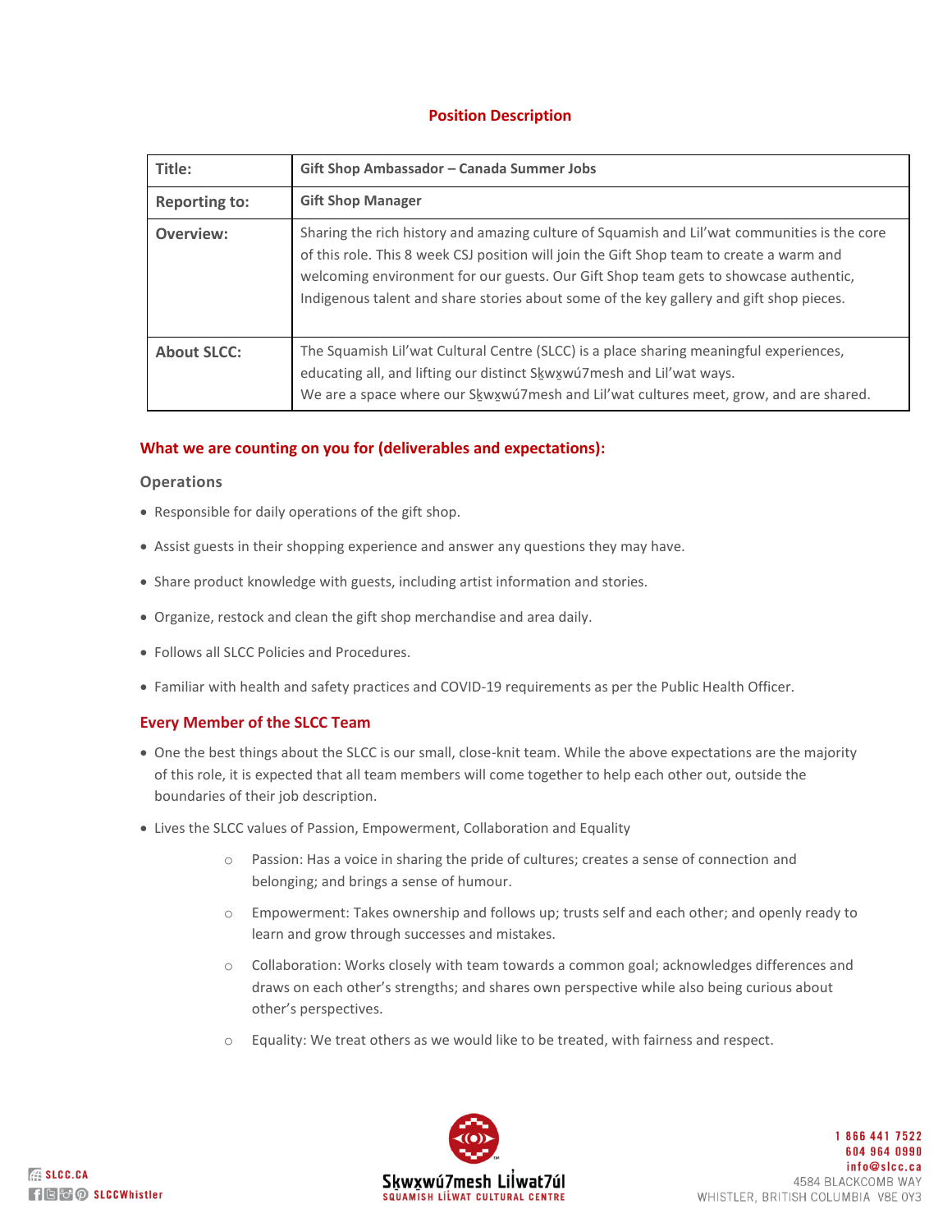# Position Description

| Title: | Gift Shop Ambassador – Canada Summer Jobs |
|---|---|
| **Reporting to:** | **Gift Shop Manager** |
| **Overview:** | Sharing the rich history and amazing culture of Squamish and Lil'wat communities is the core of this role. This 8 week CSJ position will join the Gift Shop team to create a warm and welcoming environment for our guests. Our Gift Shop team gets to showcase authentic, Indigenous talent and share stories about some of the key gallery and gift shop pieces. |
| **About SLCC:** | The Squamish Lil'wat Cultural Centre (SLCC) is a place sharing meaningful experiences, educating all, and lifting our distinct Sḵwx̱wú7mesh and Lil'wat ways. We are a space where our Sḵwx̱wú7mesh and Lil'wat cultures meet, grow, and are shared. |

## What we are counting on you for (deliverables and expectations):

### Operations

- Responsible for daily operations of the gift shop.
- Assist guests in their shopping experience and answer any questions they may have.
- Share product knowledge with guests, including artist information and stories.
- Organize, restock and clean the gift shop merchandise and area daily.
- Follows all SLCC Policies and Procedures.
- Familiar with health and safety practices and COVID-19 requirements as per the Public Health Officer.

## Every Member of the SLCC Team

- One the best things about the SLCC is our small, close-knit team. While the above expectations are the majority of this role, it is expected that all team members will come together to help each other out, outside the boundaries of their job description.
- Lives the SLCC values of Passion, Empowerment, Collaboration and Equality
  - Passion: Has a voice in sharing the pride of cultures; creates a sense of connection and belonging; and brings a sense of humour.
  - Empowerment: Takes ownership and follows up; trusts self and each other; and openly ready to learn and grow through successes and mistakes.
  - Collaboration: Works closely with team towards a common goal; acknowledges differences and draws on each other's strengths; and shares own perspective while also being curious about other's perspectives.
  - Equality: We treat others as we would like to be treated, with fairness and respect.

SLCC.CA
SLCCWhistler

Sḵwx̱wú7mesh Lílwat7úl
SQUAMISH LÍLWAT CULTURAL CENTRE

1 866 441 7522
604 964 0990
info@slcc.ca
4584 BLACKCOMB WAY
WHISTLER, BRITISH COLUMBIA V8E 0Y3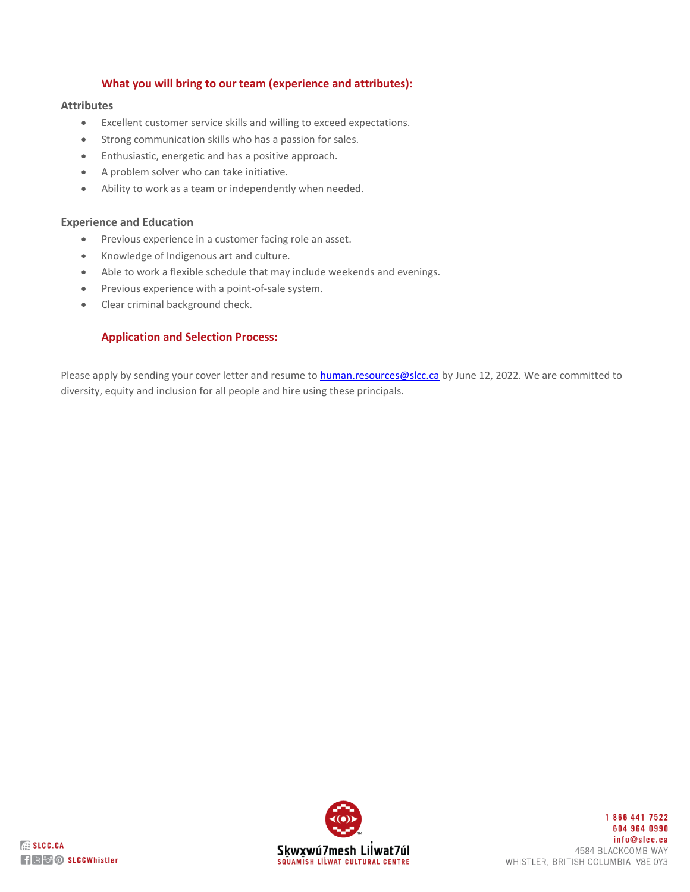## What you will bring to our team (experience and attributes):

### Attributes

- Excellent customer service skills and willing to exceed expectations.
- Strong communication skills who has a passion for sales.
- Enthusiastic, energetic and has a positive approach.
- A problem solver who can take initiative.
- Ability to work as a team or independently when needed.

### Experience and Education

- Previous experience in a customer facing role an asset.
- Knowledge of Indigenous art and culture.
- Able to work a flexible schedule that may include weekends and evenings.
- Previous experience with a point-of-sale system.
- Clear criminal background check.

## Application and Selection Process:

Please apply by sending your cover letter and resume to human.resources@slcc.ca by June 12, 2022. We are committed to diversity, equity and inclusion for all people and hire using these principals.

SLCC.CA
SLCCWhistler

Sḵwx̱wú7mesh Lil̓wat7úl
SQUAMISH LÍL̓WAT CULTURAL CENTRE

1 866 441 7522
604 964 0990
info@slcc.ca
4584 BLACKCOMB WAY
WHISTLER, BRITISH COLUMBIA V8E 0Y3